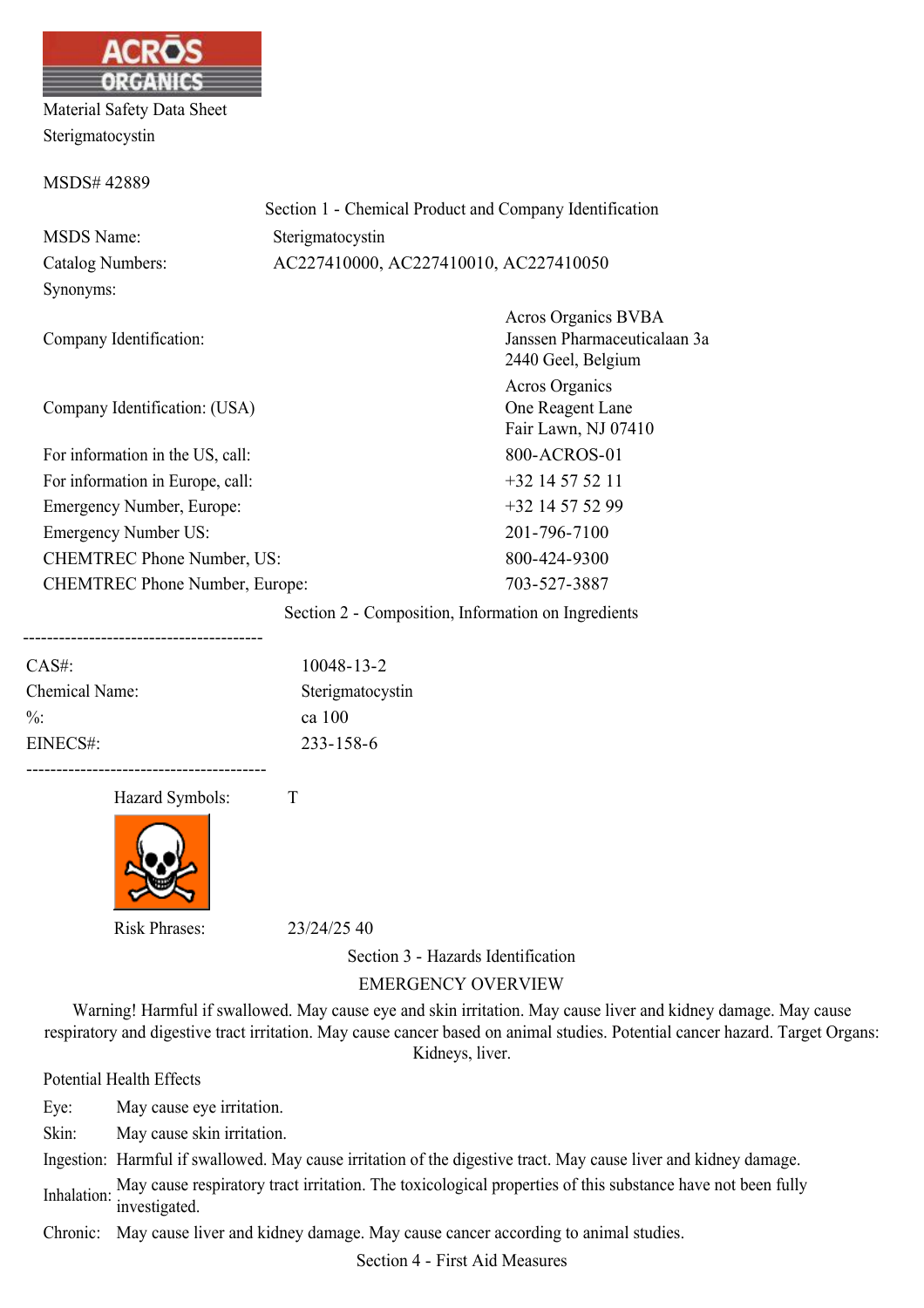ACROS ORGANICS

Material Safety Data Sheet

Sterigmatocystin

MSDS# 42889

## Section 1 - Chemical Product and Company Identification

| | |
|---|---|
| MSDS Name: | Sterigmatocystin |
| Catalog Numbers: | AC227410000, AC227410010, AC227410050 |
| Synonyms: | |
| Company Identification: | Acros Organics BVBA<br>Janssen Pharmaceuticalaan 3a<br>2440 Geel, Belgium |
| Company Identification: (USA) | Acros Organics<br>One Reagent Lane<br>Fair Lawn, NJ 07410 |
| For information in the US, call: | 800-ACROS-01 |
| For information in Europe, call: | +32 14 57 52 11 |
| Emergency Number, Europe: | +32 14 57 52 99 |
| Emergency Number US: | 201-796-7100 |
| CHEMTREC Phone Number, US: | 800-424-9300 |
| CHEMTREC Phone Number, Europe: | 703-527-3887 |

## Section 2 - Composition, Information on Ingredients

----------------------------------------

| | |
|---|---|
| CAS#: | 10048-13-2 |
| Chemical Name: | Sterigmatocystin |
| %: | ca 100 |
| EINECS#: | 233-158-6 |

----------------------------------------

Hazard Symbols: T

Risk Phrases: 23/24/25 40

## Section 3 - Hazards Identification

### EMERGENCY OVERVIEW

Warning! Harmful if swallowed. May cause eye and skin irritation. May cause liver and kidney damage. May cause respiratory and digestive tract irritation. May cause cancer based on animal studies. Potential cancer hazard. Target Organs: Kidneys, liver.

Potential Health Effects

| | |
|---|---|
| Eye: | May cause eye irritation. |
| Skin: | May cause skin irritation. |
| Ingestion: | Harmful if swallowed. May cause irritation of the digestive tract. May cause liver and kidney damage. |
| Inhalation: | May cause respiratory tract irritation. The toxicological properties of this substance have not been fully investigated. |
| Chronic: | May cause liver and kidney damage. May cause cancer according to animal studies. |

## Section 4 - First Aid Measures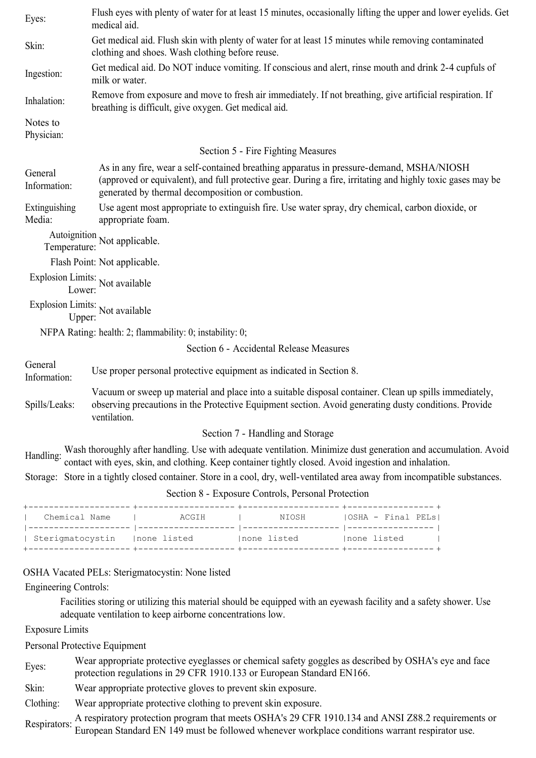| | |
|---|---|
| Eyes: | Flush eyes with plenty of water for at least 15 minutes, occasionally lifting the upper and lower eyelids. Get medical aid. |
| Skin: | Get medical aid. Flush skin with plenty of water for at least 15 minutes while removing contaminated clothing and shoes. Wash clothing before reuse. |
| Ingestion: | Get medical aid. Do NOT induce vomiting. If conscious and alert, rinse mouth and drink 2-4 cupfuls of milk or water. |
| Inhalation: | Remove from exposure and move to fresh air immediately. If not breathing, give artificial respiration. If breathing is difficult, give oxygen. Get medical aid. |
| Notes to Physician: | |

## Section 5 - Fire Fighting Measures

| | |
|---|---|
| General Information: | As in any fire, wear a self-contained breathing apparatus in pressure-demand, MSHA/NIOSH (approved or equivalent), and full protective gear. During a fire, irritating and highly toxic gases may be generated by thermal decomposition or combustion. |
| Extinguishing Media: | Use agent most appropriate to extinguish fire. Use water spray, dry chemical, carbon dioxide, or appropriate foam. |
| Autoignition Temperature: | Not applicable. |
| Flash Point: | Not applicable. |
| Explosion Limits: Lower: | Not available |
| Explosion Limits: Upper: | Not available |
| NFPA Rating: | health: 2; flammability: 0; instability: 0; |

## Section 6 - Accidental Release Measures

| | |
|---|---|
| General Information: | Use proper personal protective equipment as indicated in Section 8. |
| Spills/Leaks: | Vacuum or sweep up material and place into a suitable disposal container. Clean up spills immediately, observing precautions in the Protective Equipment section. Avoid generating dusty conditions. Provide ventilation. |

## Section 7 - Handling and Storage

| | |
|---|---|
| Handling: | Wash thoroughly after handling. Use with adequate ventilation. Minimize dust generation and accumulation. Avoid contact with eyes, skin, and clothing. Keep container tightly closed. Avoid ingestion and inhalation. |
| Storage: | Store in a tightly closed container. Store in a cool, dry, well-ventilated area away from incompatible substances. |

## Section 8 - Exposure Controls, Personal Protection

| Chemical Name | ACGIH | NIOSH | OSHA - Final PELs |
|---|---|---|---|
| Sterigmatocystin | none listed | none listed | none listed |

OSHA Vacated PELs: Sterigmatocystin: None listed

Engineering Controls:

Facilities storing or utilizing this material should be equipped with an eyewash facility and a safety shower. Use adequate ventilation to keep airborne concentrations low.

Exposure Limits

Personal Protective Equipment

| | |
|---|---|
| Eyes: | Wear appropriate protective eyeglasses or chemical safety goggles as described by OSHA's eye and face protection regulations in 29 CFR 1910.133 or European Standard EN166. |
| Skin: | Wear appropriate protective gloves to prevent skin exposure. |
| Clothing: | Wear appropriate protective clothing to prevent skin exposure. |
| Respirators: | A respiratory protection program that meets OSHA's 29 CFR 1910.134 and ANSI Z88.2 requirements or European Standard EN 149 must be followed whenever workplace conditions warrant respirator use. |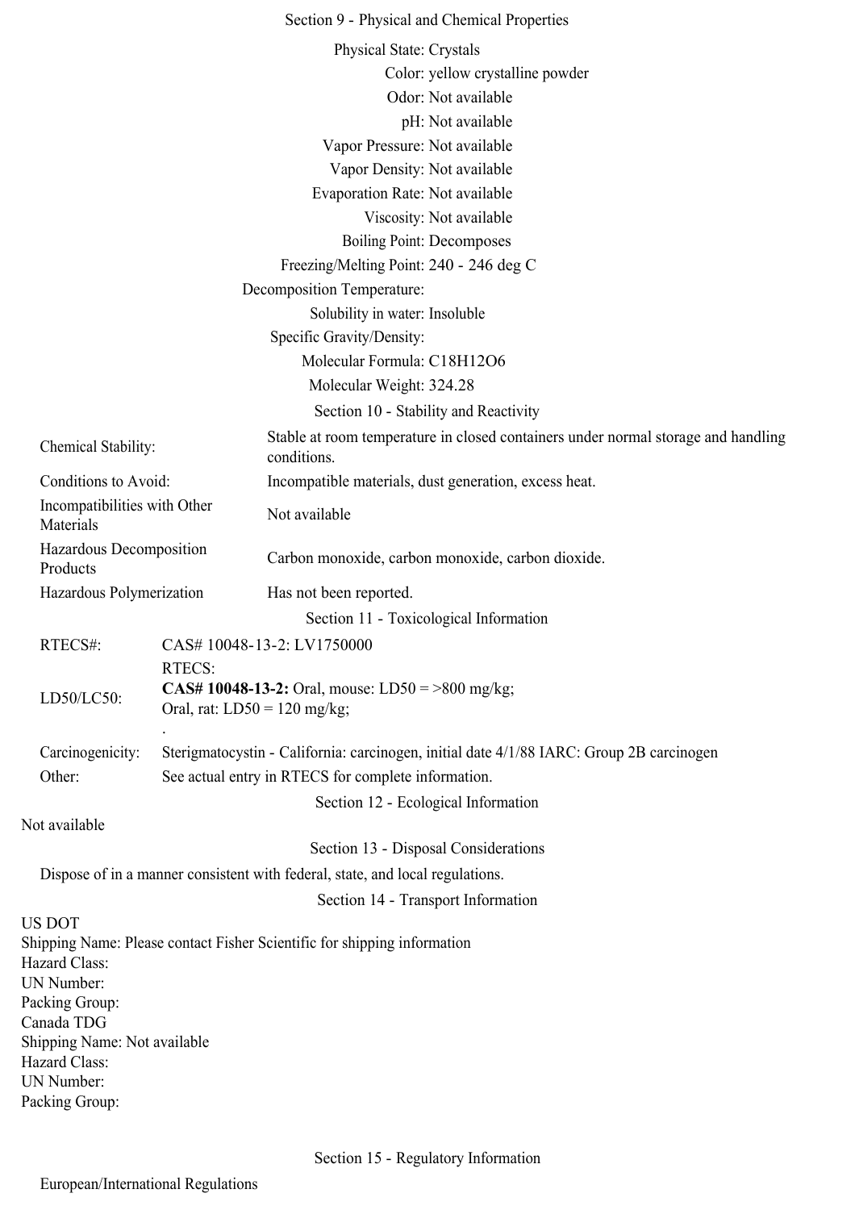## Section 9 - Physical and Chemical Properties

| | |
|---|---|
| Physical State: | Crystals |
| Color: | yellow crystalline powder |
| Odor: | Not available |
| pH: | Not available |
| Vapor Pressure: | Not available |
| Vapor Density: | Not available |
| Evaporation Rate: | Not available |
| Viscosity: | Not available |
| Boiling Point: | Decomposes |
| Freezing/Melting Point: | 240 - 246 deg C |
| Decomposition Temperature: | |
| Solubility in water: | Insoluble |
| Specific Gravity/Density: | |
| Molecular Formula: | $C_{18}H_{12}O_6$ |
| Molecular Weight: | 324.28 |

## Section 10 - Stability and Reactivity

| | |
|---|---|
| Chemical Stability: | Stable at room temperature in closed containers under normal storage and handling conditions. |
| Conditions to Avoid: | Incompatible materials, dust generation, excess heat. |
| Incompatibilities with Other Materials | Not available |
| Hazardous Decomposition Products | Carbon monoxide, carbon monoxide, carbon dioxide. |
| Hazardous Polymerization | Has not been reported. |

## Section 11 - Toxicological Information

| | |
|---|---|
| RTECS#: | CAS# 10048-13-2: LV1750000 |
| LD50/LC50: | RTECS:<br>**CAS# 10048-13-2:** Oral, mouse: LD50 = >800 mg/kg;<br>Oral, rat: LD50 = 120 mg/kg;<br>. |
| Carcinogenicity: | Sterigmatocystin - California: carcinogen, initial date 4/1/88 IARC: Group 2B carcinogen |
| Other: | See actual entry in RTECS for complete information. |

## Section 12 - Ecological Information

Not available

## Section 13 - Disposal Considerations

Dispose of in a manner consistent with federal, state, and local regulations.

## Section 14 - Transport Information

US DOT
Shipping Name: Please contact Fisher Scientific for shipping information
Hazard Class:
UN Number:
Packing Group:
Canada TDG
Shipping Name: Not available
Hazard Class:
UN Number:
Packing Group:

## Section 15 - Regulatory Information

European/International Regulations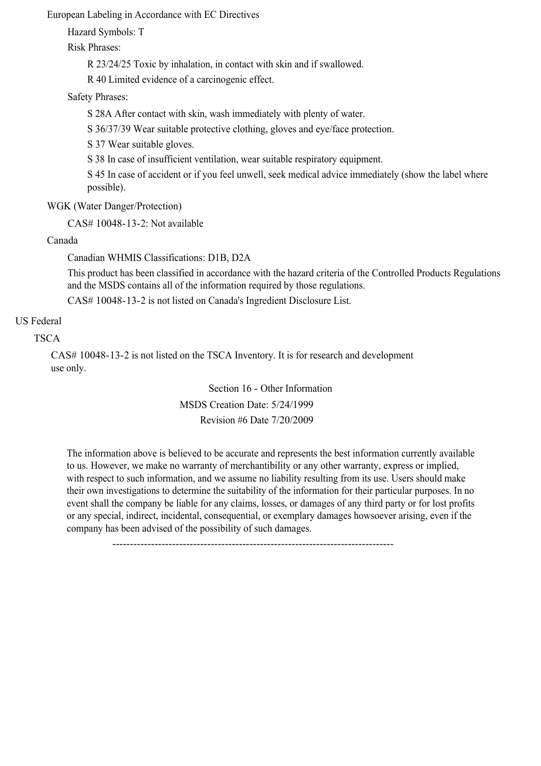European Labeling in Accordance with EC Directives

Hazard Symbols: T

Risk Phrases:

R 23/24/25 Toxic by inhalation, in contact with skin and if swallowed.

R 40 Limited evidence of a carcinogenic effect.

Safety Phrases:

S 28A After contact with skin, wash immediately with plenty of water.

S 36/37/39 Wear suitable protective clothing, gloves and eye/face protection.

S 37 Wear suitable gloves.

S 38 In case of insufficient ventilation, wear suitable respiratory equipment.

S 45 In case of accident or if you feel unwell, seek medical advice immediately (show the label where possible).

WGK (Water Danger/Protection)

CAS# 10048-13-2: Not available

Canada

Canadian WHMIS Classifications: D1B, D2A

This product has been classified in accordance with the hazard criteria of the Controlled Products Regulations and the MSDS contains all of the information required by those regulations.

CAS# 10048-13-2 is not listed on Canada's Ingredient Disclosure List.

US Federal

TSCA

CAS# 10048-13-2 is not listed on the TSCA Inventory. It is for research and development use only.

## Section 16 - Other Information

MSDS Creation Date: 5/24/1999

Revision #6 Date 7/20/2009

The information above is believed to be accurate and represents the best information currently available to us. However, we make no warranty of merchantibility or any other warranty, express or implied, with respect to such information, and we assume no liability resulting from its use. Users should make their own investigations to determine the suitability of the information for their particular purposes. In no event shall the company be liable for any claims, losses, or damages of any third party or for lost profits or any special, indirect, incidental, consequential, or exemplary damages howsoever arising, even if the company has been advised of the possibility of such damages.

--------------------------------------------------------------------------------